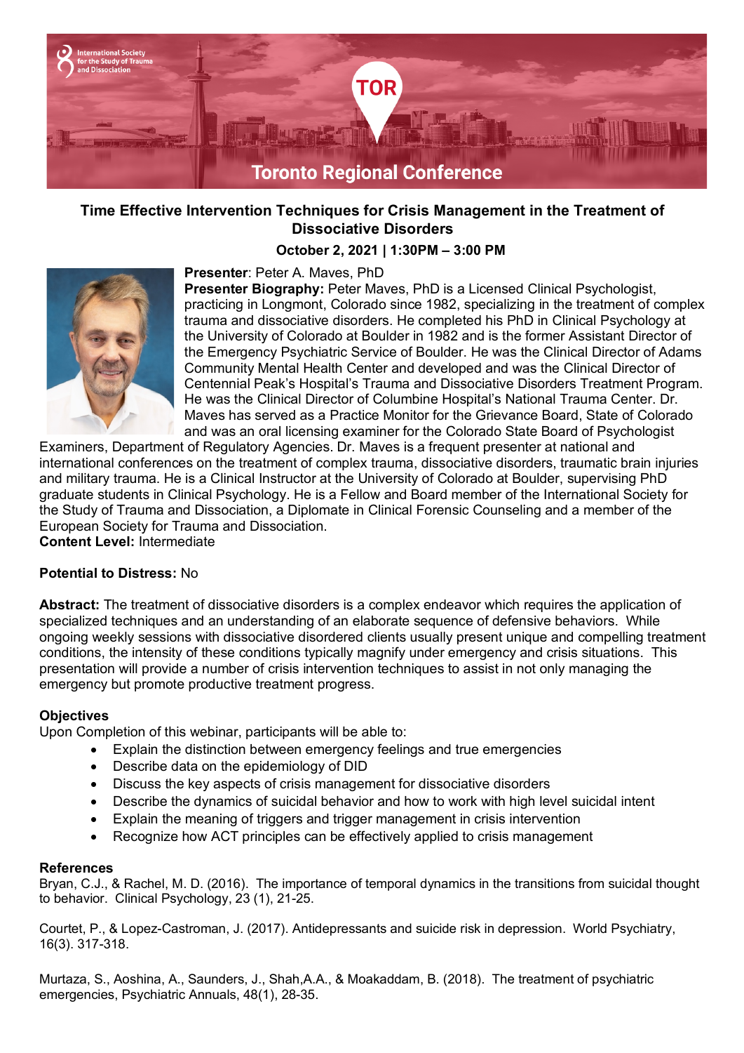International Society for the Study of Trauma and Dissociation

TOR

Toronto Regional Conference

## Time Effective Intervention Techniques for Crisis Management in the Treatment of Dissociative Disorders

**October 2, 2021 | 1:30PM – 3:00 PM**

**Presenter**: Peter A. Maves, PhD

**Presenter Biography:** Peter Maves, PhD is a Licensed Clinical Psychologist, practicing in Longmont, Colorado since 1982, specializing in the treatment of complex trauma and dissociative disorders. He completed his PhD in Clinical Psychology at the University of Colorado at Boulder in 1982 and is the former Assistant Director of the Emergency Psychiatric Service of Boulder. He was the Clinical Director of Adams Community Mental Health Center and developed and was the Clinical Director of Centennial Peak's Hospital's Trauma and Dissociative Disorders Treatment Program. He was the Clinical Director of Columbine Hospital's National Trauma Center. Dr. Maves has served as a Practice Monitor for the Grievance Board, State of Colorado and was an oral licensing examiner for the Colorado State Board of Psychologist Examiners, Department of Regulatory Agencies. Dr. Maves is a frequent presenter at national and international conferences on the treatment of complex trauma, dissociative disorders, traumatic brain injuries and military trauma. He is a Clinical Instructor at the University of Colorado at Boulder, supervising PhD graduate students in Clinical Psychology. He is a Fellow and Board member of the International Society for the Study of Trauma and Dissociation, a Diplomate in Clinical Forensic Counseling and a member of the European Society for Trauma and Dissociation.

**Content Level:** Intermediate

**Potential to Distress:** No

**Abstract:** The treatment of dissociative disorders is a complex endeavor which requires the application of specialized techniques and an understanding of an elaborate sequence of defensive behaviors. While ongoing weekly sessions with dissociative disordered clients usually present unique and compelling treatment conditions, the intensity of these conditions typically magnify under emergency and crisis situations. This presentation will provide a number of crisis intervention techniques to assist in not only managing the emergency but promote productive treatment progress.

**Objectives**

Upon Completion of this webinar, participants will be able to:

- Explain the distinction between emergency feelings and true emergencies
- Describe data on the epidemiology of DID
- Discuss the key aspects of crisis management for dissociative disorders
- Describe the dynamics of suicidal behavior and how to work with high level suicidal intent
- Explain the meaning of triggers and trigger management in crisis intervention
- Recognize how ACT principles can be effectively applied to crisis management

**References**

Bryan, C.J., & Rachel, M. D. (2016). The importance of temporal dynamics in the transitions from suicidal thought to behavior. Clinical Psychology, 23 (1), 21-25.

Courtet, P., & Lopez-Castroman, J. (2017). Antidepressants and suicide risk in depression. World Psychiatry, 16(3). 317-318.

Murtaza, S., Aoshina, A., Saunders, J., Shah,A.A., & Moakaddam, B. (2018). The treatment of psychiatric emergencies, Psychiatric Annuals, 48(1), 28-35.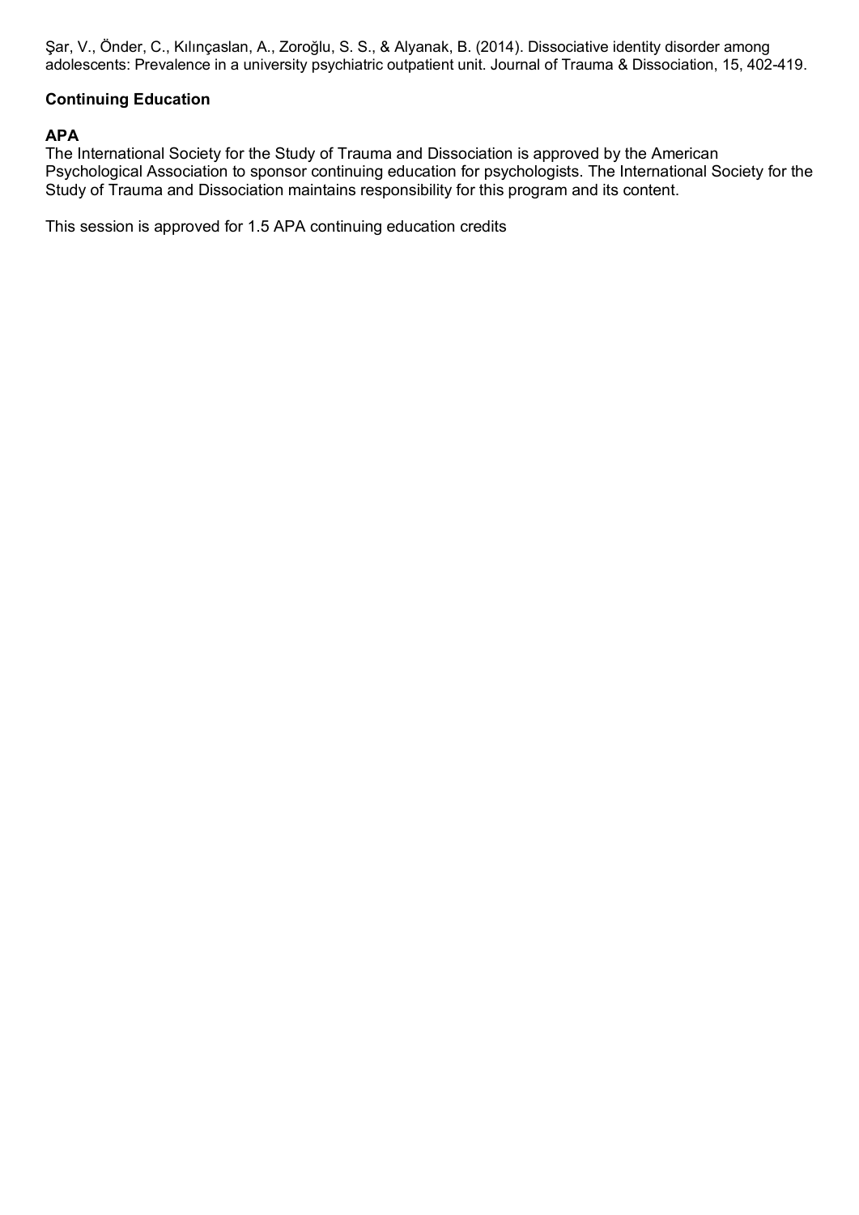Şar, V., Önder, C., Kılınçaslan, A., Zoroğlu, S. S., & Alyanak, B. (2014). Dissociative identity disorder among adolescents: Prevalence in a university psychiatric outpatient unit. Journal of Trauma & Dissociation, 15, 402-419.

**Continuing Education**

**APA**

The International Society for the Study of Trauma and Dissociation is approved by the American Psychological Association to sponsor continuing education for psychologists. The International Society for the Study of Trauma and Dissociation maintains responsibility for this program and its content.

This session is approved for 1.5 APA continuing education credits